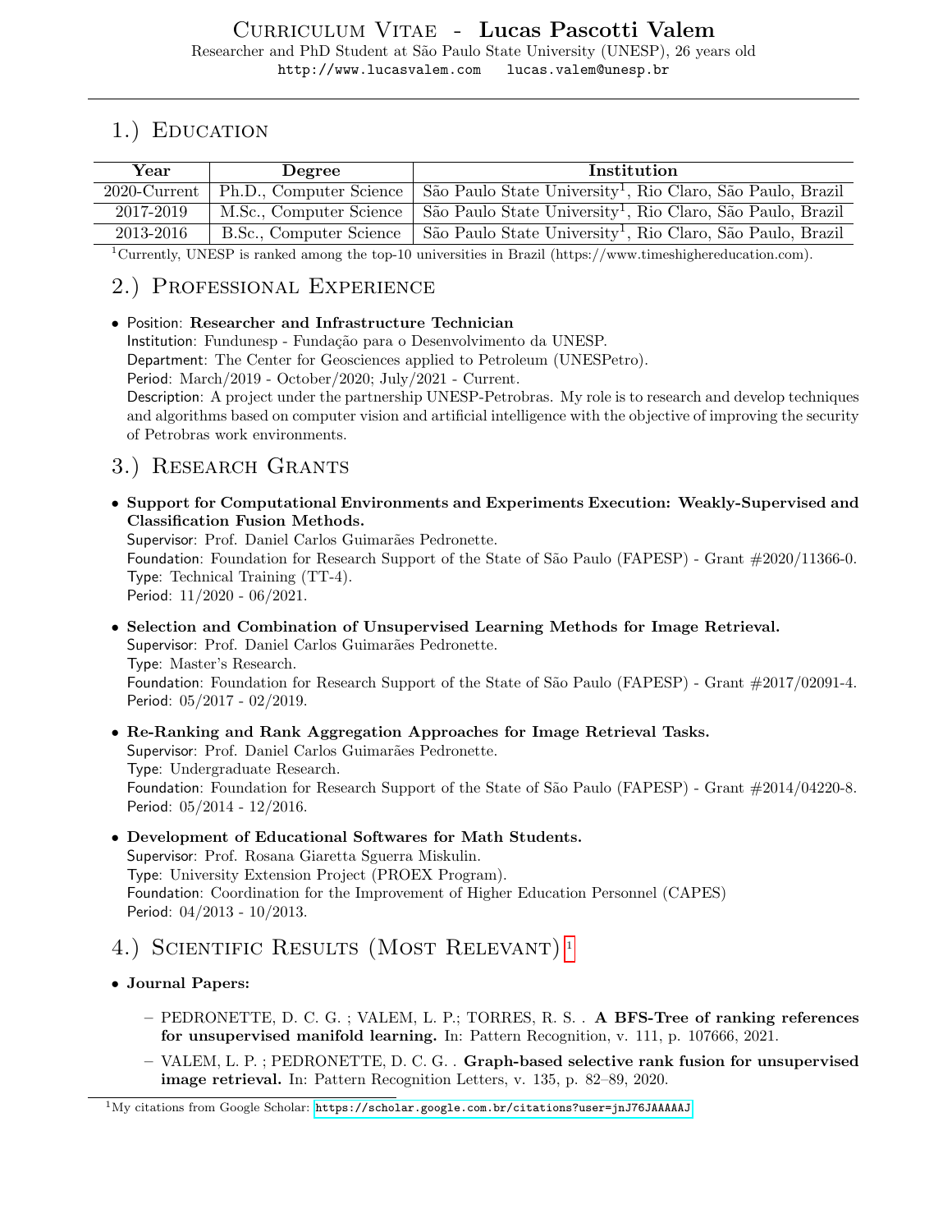# Curriculum Vitae - **Lucas Pascotti Valem**

Researcher and PhD Student at São Paulo State University (UNESP), 26 years old

http://www.lucasvalem.com lucas.valem@unesp.br

## 1.) Education

| Year | Degree | Institution |
|---|---|---|
| 2020-Current | Ph.D., Computer Science | São Paulo State University[1], Rio Claro, São Paulo, Brazil |
| 2017-2019 | M.Sc., Computer Science | São Paulo State University[1], Rio Claro, São Paulo, Brazil |
| 2013-2016 | B.Sc., Computer Science | São Paulo State University[1], Rio Claro, São Paulo, Brazil |

[1]Currently, UNESP is ranked among the top-10 universities in Brazil (https://www.timeshighereducation.com).

## 2.) Professional Experience

- Position: **Researcher and Infrastructure Technician**
  Institution: Fundunesp - Fundação para o Desenvolvimento da UNESP.
  Department: The Center for Geosciences applied to Petroleum (UNESPetro).
  Period: March/2019 - October/2020; July/2021 - Current.
  Description: A project under the partnership UNESP-Petrobras. My role is to research and develop techniques and algorithms based on computer vision and artificial intelligence with the objective of improving the security of Petrobras work environments.

## 3.) Research Grants

- **Support for Computational Environments and Experiments Execution: Weakly-Supervised and Classification Fusion Methods.**
  Supervisor: Prof. Daniel Carlos Guimarães Pedronette.
  Foundation: Foundation for Research Support of the State of São Paulo (FAPESP) - Grant #2020/11366-0.
  Type: Technical Training (TT-4).
  Period: 11/2020 - 06/2021.

- **Selection and Combination of Unsupervised Learning Methods for Image Retrieval.**
  Supervisor: Prof. Daniel Carlos Guimarães Pedronette.
  Type: Master's Research.
  Foundation: Foundation for Research Support of the State of São Paulo (FAPESP) - Grant #2017/02091-4.
  Period: 05/2017 - 02/2019.

- **Re-Ranking and Rank Aggregation Approaches for Image Retrieval Tasks.**
  Supervisor: Prof. Daniel Carlos Guimarães Pedronette.
  Type: Undergraduate Research.
  Foundation: Foundation for Research Support of the State of São Paulo (FAPESP) - Grant #2014/04220-8.
  Period: 05/2014 - 12/2016.

- **Development of Educational Softwares for Math Students.**
  Supervisor: Prof. Rosana Giaretta Sguerra Miskulin.
  Type: University Extension Project (PROEX Program).
  Foundation: Coordination for the Improvement of Higher Education Personnel (CAPES)
  Period: 04/2013 - 10/2013.

## 4.) Scientific Results (Most Relevant)[1]

- **Journal Papers:**
  - PEDRONETTE, D. C. G. ; VALEM, L. P.; TORRES, R. S. . **A BFS-Tree of ranking references for unsupervised manifold learning.** In: Pattern Recognition, v. 111, p. 107666, 2021.
  - VALEM, L. P. ; PEDRONETTE, D. C. G. . **Graph-based selective rank fusion for unsupervised image retrieval.** In: Pattern Recognition Letters, v. 135, p. 82–89, 2020.

[1]My citations from Google Scholar: https://scholar.google.com.br/citations?user=jnJ76JAAAAAJ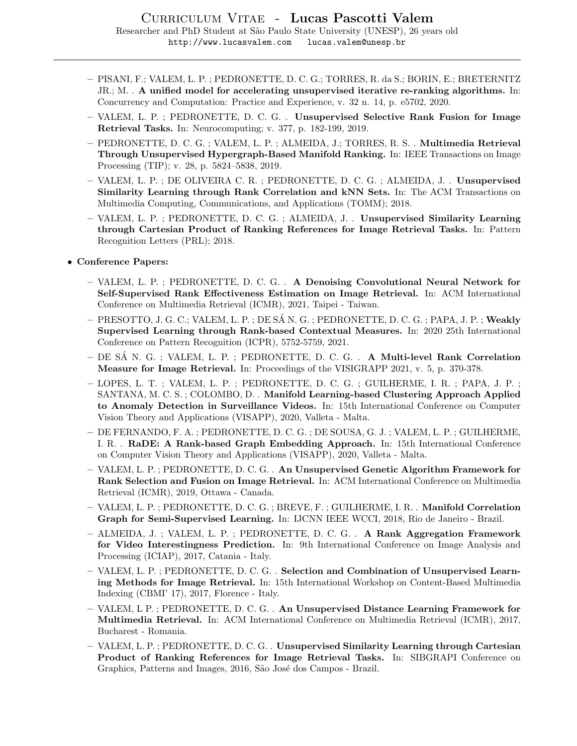- PISANI, F.; VALEM, L. P. ; PEDRONETTE, D. C. G.; TORRES, R. da S.; BORIN, E.; BRETERNITZ JR.; M. . **A unified model for accelerating unsupervised iterative re-ranking algorithms.** In: Concurrency and Computation: Practice and Experience, v. 32 n. 14, p. e5702, 2020.
- VALEM, L. P. ; PEDRONETTE, D. C. G. . **Unsupervised Selective Rank Fusion for Image Retrieval Tasks.** In: Neurocomputing; v. 377, p. 182-199, 2019.
- PEDRONETTE, D. C. G. ; VALEM, L. P. ; ALMEIDA, J.; TORRES, R. S. . **Multimedia Retrieval Through Unsupervised Hypergraph-Based Manifold Ranking.** In: IEEE Transactions on Image Processing (TIP); v. 28, p. 5824–5838, 2019.
- VALEM, L. P. ; DE OLIVEIRA C. R. ; PEDRONETTE, D. C. G. ; ALMEIDA, J. . **Unsupervised Similarity Learning through Rank Correlation and kNN Sets.** In: The ACM Transactions on Multimedia Computing, Communications, and Applications (TOMM); 2018.
- VALEM, L. P. ; PEDRONETTE, D. C. G. ; ALMEIDA, J. . **Unsupervised Similarity Learning through Cartesian Product of Ranking References for Image Retrieval Tasks.** In: Pattern Recognition Letters (PRL); 2018.

- **Conference Papers:**
  - VALEM, L. P. ; PEDRONETTE, D. C. G. . **A Denoising Convolutional Neural Network for Self-Supervised Rank Effectiveness Estimation on Image Retrieval.** In: ACM International Conference on Multimedia Retrieval (ICMR), 2021, Taipei - Taiwan.
  - PRESOTTO, J. G. C.; VALEM, L. P. ; DE SÁ N. G. ; PEDRONETTE, D. C. G. ; PAPA, J. P. ; **Weakly Supervised Learning through Rank-based Contextual Measures.** In: 2020 25th International Conference on Pattern Recognition (ICPR), 5752-5759, 2021.
  - DE SÁ N. G. ; VALEM, L. P. ; PEDRONETTE, D. C. G. . **A Multi-level Rank Correlation Measure for Image Retrieval.** In: Proceedings of the VISIGRAPP 2021, v. 5, p. 370-378.
  - LOPES, L. T. ; VALEM, L. P. ; PEDRONETTE, D. C. G. ; GUILHERME, I. R. ; PAPA, J. P. ; SANTANA, M. C. S. ; COLOMBO, D. . **Manifold Learning-based Clustering Approach Applied to Anomaly Detection in Surveillance Videos.** In: 15th International Conference on Computer Vision Theory and Applications (VISAPP), 2020, Valleta - Malta.
  - DE FERNANDO, F. A. ; PEDRONETTE, D. C. G. ; DE SOUSA, G. J. ; VALEM, L. P. ; GUILHERME, I. R. . **RaDE: A Rank-based Graph Embedding Approach.** In: 15th International Conference on Computer Vision Theory and Applications (VISAPP), 2020, Valleta - Malta.
  - VALEM, L. P. ; PEDRONETTE, D. C. G. . **An Unsupervised Genetic Algorithm Framework for Rank Selection and Fusion on Image Retrieval.** In: ACM International Conference on Multimedia Retrieval (ICMR), 2019, Ottawa - Canada.
  - VALEM, L. P. ; PEDRONETTE, D. C. G. ; BREVE, F. ; GUILHERME, I. R. . **Manifold Correlation Graph for Semi-Supervised Learning.** In: IJCNN IEEE WCCI, 2018, Rio de Janeiro - Brazil.
  - ALMEIDA, J. ; VALEM, L. P. ; PEDRONETTE, D. C. G. . **A Rank Aggregation Framework for Video Interestingness Prediction.** In: 9th International Conference on Image Analysis and Processing (ICIAP), 2017, Catania - Italy.
  - VALEM, L. P. ; PEDRONETTE, D. C. G. . **Selection and Combination of Unsupervised Learning Methods for Image Retrieval.** In: 15th International Workshop on Content-Based Multimedia Indexing (CBMI' 17), 2017, Florence - Italy.
  - VALEM, L P. ; PEDRONETTE, D. C. G. . **An Unsupervised Distance Learning Framework for Multimedia Retrieval.** In: ACM International Conference on Multimedia Retrieval (ICMR), 2017, Bucharest - Romania.
  - VALEM, L. P. ; PEDRONETTE, D. C. G. . **Unsupervised Similarity Learning through Cartesian Product of Ranking References for Image Retrieval Tasks.** In: SIBGRAPI Conference on Graphics, Patterns and Images, 2016, São José dos Campos - Brazil.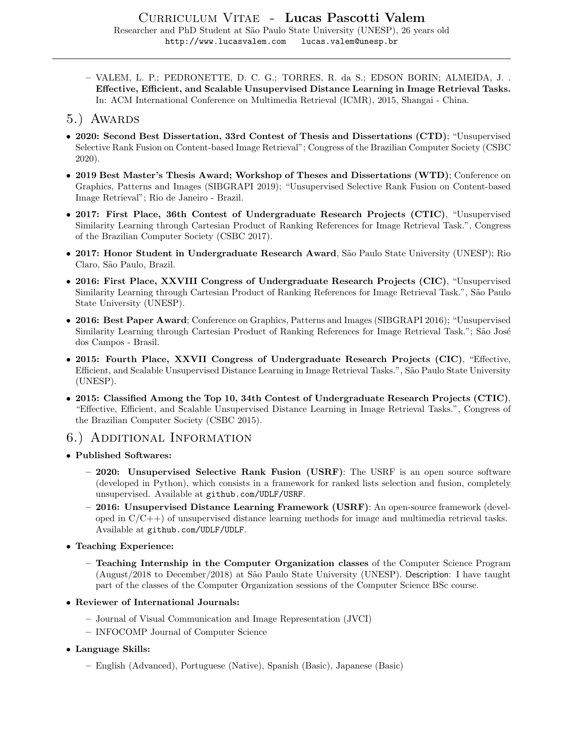– VALEM, L. P.; PEDRONETTE, D. C. G.; TORRES, R. da S.; EDSON BORIN; ALMEIDA, J. . **Effective, Efficient, and Scalable Unsupervised Distance Learning in Image Retrieval Tasks.** In: ACM International Conference on Multimedia Retrieval (ICMR), 2015, Shangai - China.

## 5.) Awards

- **2020: Second Best Dissertation, 33rd Contest of Thesis and Dissertations (CTD)**; "Unsupervised Selective Rank Fusion on Content-based Image Retrieval"; Congress of the Brazilian Computer Society (CSBC 2020).
- **2019 Best Master's Thesis Award; Workshop of Theses and Dissertations (WTD)**; Conference on Graphics, Patterns and Images (SIBGRAPI 2019); "Unsupervised Selective Rank Fusion on Content-based Image Retrieval"; Rio de Janeiro - Brazil.
- **2017: First Place, 36th Contest of Undergraduate Research Projects (CTIC)**, "Unsupervised Similarity Learning through Cartesian Product of Ranking References for Image Retrieval Task.", Congress of the Brazilian Computer Society (CSBC 2017).
- **2017: Honor Student in Undergraduate Research Award**, São Paulo State University (UNESP); Rio Claro, São Paulo, Brazil.
- **2016: First Place, XXVIII Congress of Undergraduate Research Projects (CIC)**, "Unsupervised Similarity Learning through Cartesian Product of Ranking References for Image Retrieval Task.", São Paulo State University (UNESP).
- **2016: Best Paper Award**; Conference on Graphics, Patterns and Images (SIBGRAPI 2016); "Unsupervised Similarity Learning through Cartesian Product of Ranking References for Image Retrieval Task."; São José dos Campos - Brasil.
- **2015: Fourth Place, XXVII Congress of Undergraduate Research Projects (CIC)**, "Effective, Efficient, and Scalable Unsupervised Distance Learning in Image Retrieval Tasks.", São Paulo State University (UNESP).
- **2015: Classified Among the Top 10, 34th Contest of Undergraduate Research Projects (CTIC)**, "Effective, Efficient, and Scalable Unsupervised Distance Learning in Image Retrieval Tasks.", Congress of the Brazilian Computer Society (CSBC 2015).

## 6.) Additional Information

- **Published Softwares:**
  - **2020: Unsupervised Selective Rank Fusion (USRF)**: The USRF is an open source software (developed in Python), which consists in a framework for ranked lists selection and fusion, completely unsupervised. Available at `github.com/UDLF/USRF`.
  - **2016: Unsupervised Distance Learning Framework (USRF)**: An open-source framework (developed in C/C++) of unsupervised distance learning methods for image and multimedia retrieval tasks. Available at `github.com/UDLF/UDLF`.
- **Teaching Experience:**
  - **Teaching Internship in the Computer Organization classes** of the Computer Science Program (August/2018 to December/2018) at São Paulo State University (UNESP). Description: I have taught part of the classes of the Computer Organization sessions of the Computer Science BSc course.
- **Reviewer of International Journals:**
  - Journal of Visual Communication and Image Representation (JVCI)
  - INFOCOMP Journal of Computer Science
- **Language Skills:**
  - English (Advanced), Portuguese (Native), Spanish (Basic), Japanese (Basic)